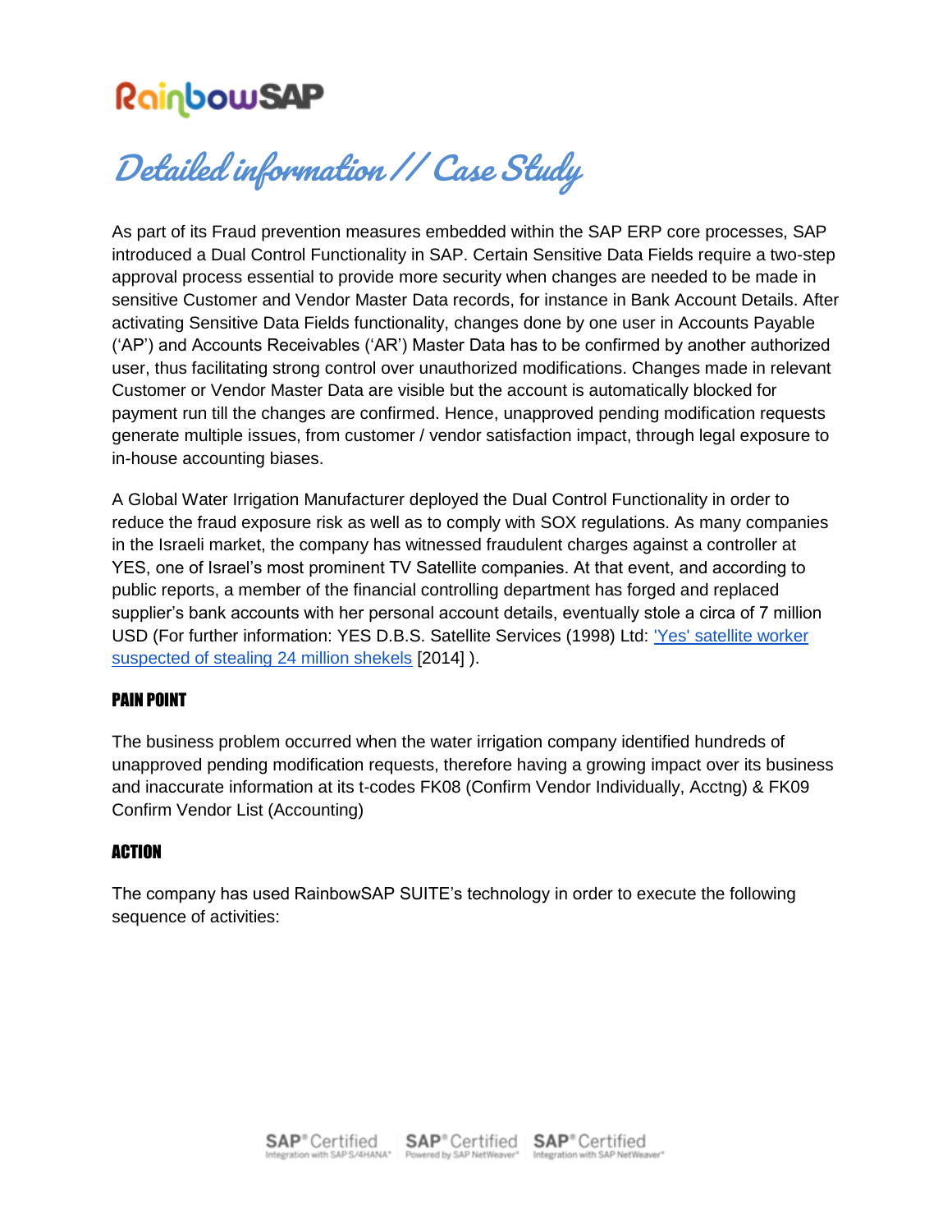# RainbowSAP

## *Detailed information // Case Study*

As part of its Fraud prevention measures embedded within the SAP ERP core processes, SAP introduced a Dual Control Functionality in SAP. Certain Sensitive Data Fields require a two-step approval process essential to provide more security when changes are needed to be made in sensitive Customer and Vendor Master Data records, for instance in Bank Account Details. After activating Sensitive Data Fields functionality, changes done by one user in Accounts Payable ('AP') and Accounts Receivables ('AR') Master Data has to be confirmed by another authorized user, thus facilitating strong control over unauthorized modifications. Changes made in relevant Customer or Vendor Master Data are visible but the account is automatically blocked for payment run till the changes are confirmed. Hence, unapproved pending modification requests generate multiple issues, from customer / vendor satisfaction impact, through legal exposure to in-house accounting biases.

A Global Water Irrigation Manufacturer deployed the Dual Control Functionality in order to reduce the fraud exposure risk as well as to comply with SOX regulations. As many companies in the Israeli market, the company has witnessed fraudulent charges against a controller at YES, one of Israel's most prominent TV Satellite companies. At that event, and according to public reports, a member of the financial controlling department has forged and replaced supplier's bank accounts with her personal account details, eventually stole a circa of 7 million USD (For further information: YES D.B.S. Satellite Services (1998) Ltd: 'Yes' satellite worker suspected of stealing 24 million shekels [2014] ).

### PAIN POINT

The business problem occurred when the water irrigation company identified hundreds of unapproved pending modification requests, therefore having a growing impact over its business and inaccurate information at its t-codes FK08 (Confirm Vendor Individually, Acctng) & FK09 Confirm Vendor List (Accounting)

### ACTION

The company has used RainbowSAP SUITE's technology in order to execute the following sequence of activities: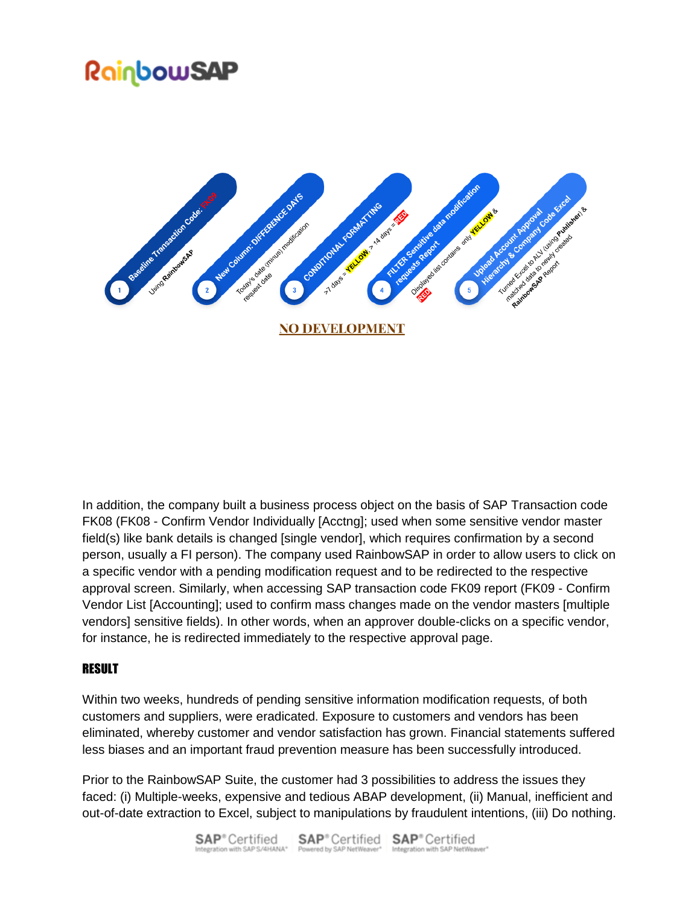1. Baseline Transaction Code: FK09 — Using RainbowSAP
2. New Column: DIFFERENCE DAYS — Today's date (minus) modification request date
3. CONDITIONAL FORMATTING — >7 days = YELLOW, > 14 days = RED
4. FILTER Sensitive data modification requests Report — Displayed list contains only YELLOW & RED
5. Upload Account Approval Hierarchy & Company Code Excel — Turned Excel to ALV (using Publisher) & matched data to newly created RainbowSAP Report

**NO DEVELOPMENT**

In addition, the company built a business process object on the basis of SAP Transaction code FK08 (FK08 - Confirm Vendor Individually [Acctng]; used when some sensitive vendor master field(s) like bank details is changed [single vendor], which requires confirmation by a second person, usually a FI person). The company used RainbowSAP in order to allow users to click on a specific vendor with a pending modification request and to be redirected to the respective approval screen. Similarly, when accessing SAP transaction code FK09 report (FK09 - Confirm Vendor List [Accounting]; used to confirm mass changes made on the vendor masters [multiple vendors] sensitive fields). In other words, when an approver double-clicks on a specific vendor, for instance, he is redirected immediately to the respective approval page.

## RESULT

Within two weeks, hundreds of pending sensitive information modification requests, of both customers and suppliers, were eradicated. Exposure to customers and vendors has been eliminated, whereby customer and vendor satisfaction has grown. Financial statements suffered less biases and an important fraud prevention measure has been successfully introduced.

Prior to the RainbowSAP Suite, the customer had 3 possibilities to address the issues they faced: (i) Multiple-weeks, expensive and tedious ABAP development, (ii) Manual, inefficient and out-of-date extraction to Excel, subject to manipulations by fraudulent intentions, (iii) Do nothing.

SAP® Certified — Integration with SAP S/4HANA® | SAP® Certified — Powered by SAP NetWeaver® | SAP® Certified — Integration with SAP NetWeaver®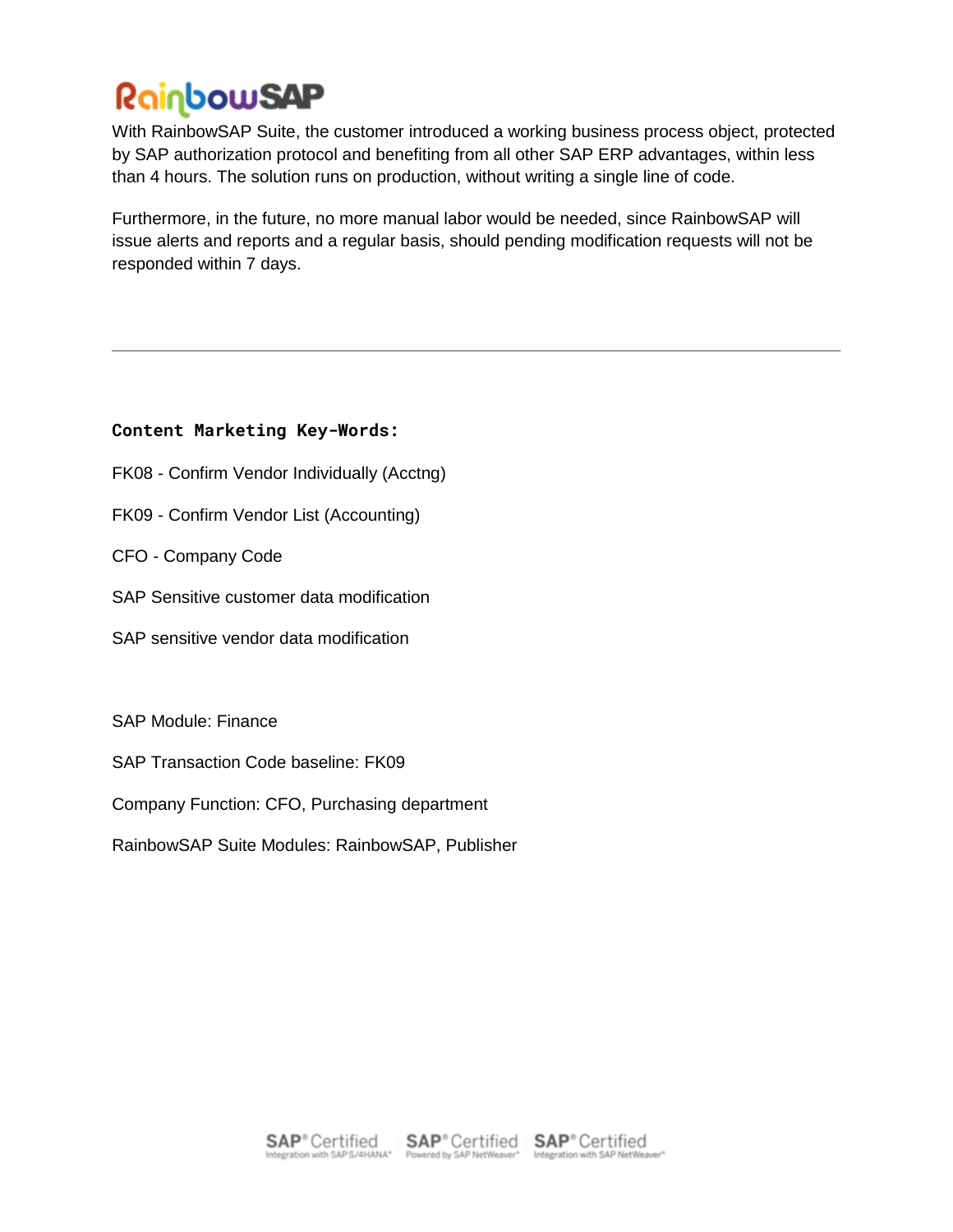RainbowSAP

With RainbowSAP Suite, the customer introduced a working business process object, protected by SAP authorization protocol and benefiting from all other SAP ERP advantages, within less than 4 hours. The solution runs on production, without writing a single line of code.

Furthermore, in the future, no more manual labor would be needed, since RainbowSAP will issue alerts and reports and a regular basis, should pending modification requests will not be responded within 7 days.

---

**Content Marketing Key-Words:**

FK08 - Confirm Vendor Individually (Acctng)

FK09 - Confirm Vendor List (Accounting)

CFO - Company Code

SAP Sensitive customer data modification

SAP sensitive vendor data modification

SAP Module: Finance

SAP Transaction Code baseline: FK09

Company Function: CFO, Purchasing department

RainbowSAP Suite Modules: RainbowSAP, Publisher

SAP® Certified Integration with SAP S/4HANA® | SAP® Certified Powered by SAP NetWeaver® | SAP® Certified Integration with SAP NetWeaver®